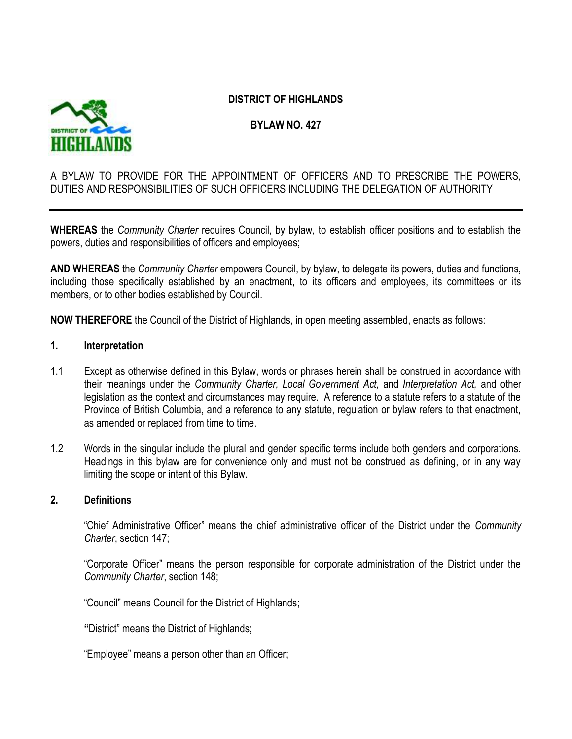**DISTRICT OF HIGHLANDS**

**BYLAW NO. 427**

A BYLAW TO PROVIDE FOR THE APPOINTMENT OF OFFICERS AND TO PRESCRIBE THE POWERS, DUTIES AND RESPONSIBILITIES OF SUCH OFFICERS INCLUDING THE DELEGATION OF AUTHORITY

---

**WHEREAS** the *Community Charter* requires Council, by bylaw, to establish officer positions and to establish the powers, duties and responsibilities of officers and employees;

**AND WHEREAS** the *Community Charter* empowers Council, by bylaw, to delegate its powers, duties and functions, including those specifically established by an enactment, to its officers and employees, its committees or its members, or to other bodies established by Council.

**NOW THEREFORE** the Council of the District of Highlands, in open meeting assembled, enacts as follows:

## 1. Interpretation

1.1 Except as otherwise defined in this Bylaw, words or phrases herein shall be construed in accordance with their meanings under the *Community Charter, Local Government Act,* and *Interpretation Act,* and other legislation as the context and circumstances may require. A reference to a statute refers to a statute of the Province of British Columbia, and a reference to any statute, regulation or bylaw refers to that enactment, as amended or replaced from time to time.

1.2 Words in the singular include the plural and gender specific terms include both genders and corporations. Headings in this bylaw are for convenience only and must not be construed as defining, or in any way limiting the scope or intent of this Bylaw.

## 2. Definitions

"Chief Administrative Officer" means the chief administrative officer of the District under the *Community Charter*, section 147;

"Corporate Officer" means the person responsible for corporate administration of the District under the *Community Charter*, section 148;

"Council" means Council for the District of Highlands;

"District" means the District of Highlands;

"Employee" means a person other than an Officer;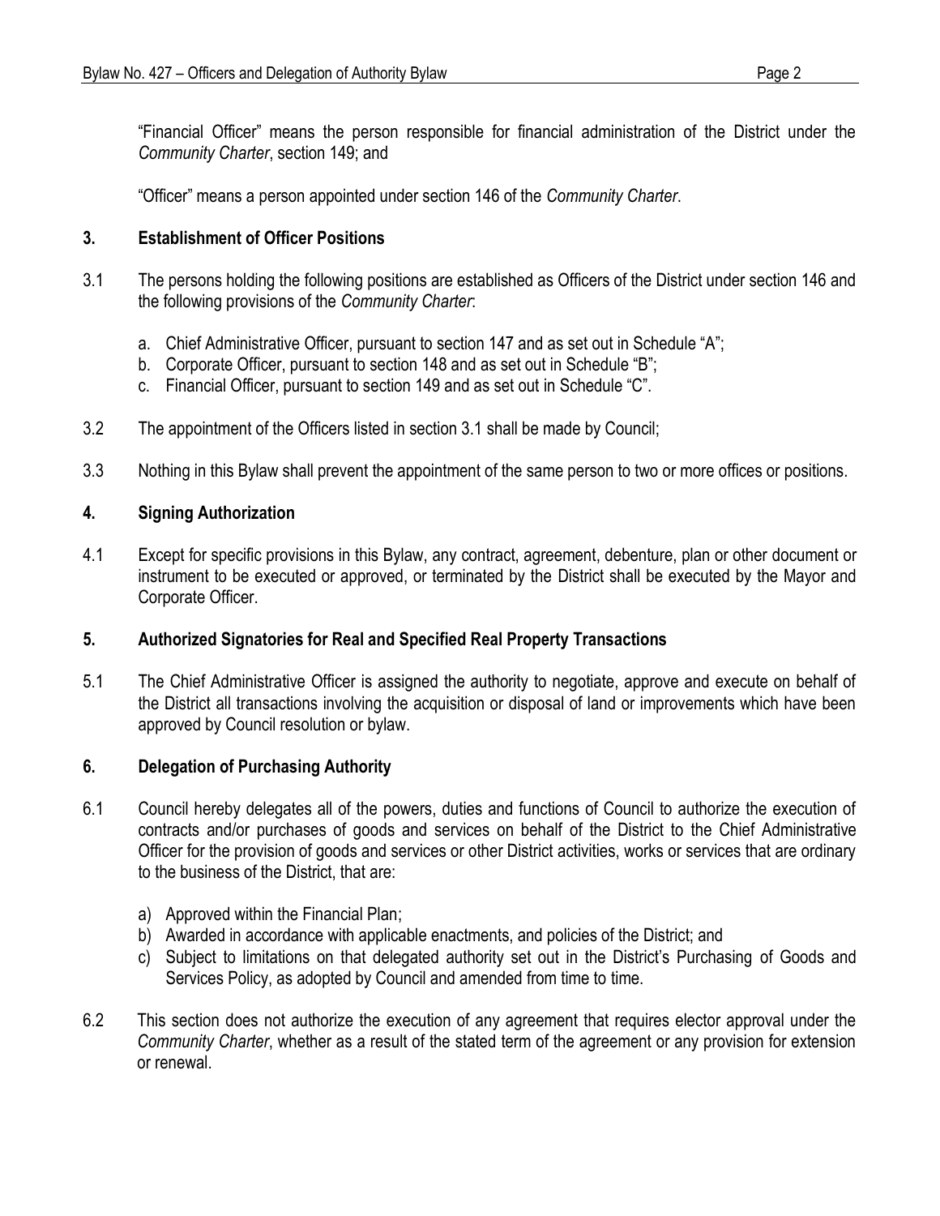"Financial Officer" means the person responsible for financial administration of the District under the *Community Charter*, section 149; and

"Officer" means a person appointed under section 146 of the *Community Charter*.

## 3. Establishment of Officer Positions

3.1 The persons holding the following positions are established as Officers of the District under section 146 and the following provisions of the *Community Charter*:

a. Chief Administrative Officer, pursuant to section 147 and as set out in Schedule "A";
b. Corporate Officer, pursuant to section 148 and as set out in Schedule "B";
c. Financial Officer, pursuant to section 149 and as set out in Schedule "C".

3.2 The appointment of the Officers listed in section 3.1 shall be made by Council;

3.3 Nothing in this Bylaw shall prevent the appointment of the same person to two or more offices or positions.

## 4. Signing Authorization

4.1 Except for specific provisions in this Bylaw, any contract, agreement, debenture, plan or other document or instrument to be executed or approved, or terminated by the District shall be executed by the Mayor and Corporate Officer.

## 5. Authorized Signatories for Real and Specified Real Property Transactions

5.1 The Chief Administrative Officer is assigned the authority to negotiate, approve and execute on behalf of the District all transactions involving the acquisition or disposal of land or improvements which have been approved by Council resolution or bylaw.

## 6. Delegation of Purchasing Authority

6.1 Council hereby delegates all of the powers, duties and functions of Council to authorize the execution of contracts and/or purchases of goods and services on behalf of the District to the Chief Administrative Officer for the provision of goods and services or other District activities, works or services that are ordinary to the business of the District, that are:

a) Approved within the Financial Plan;
b) Awarded in accordance with applicable enactments, and policies of the District; and
c) Subject to limitations on that delegated authority set out in the District's Purchasing of Goods and Services Policy, as adopted by Council and amended from time to time.

6.2 This section does not authorize the execution of any agreement that requires elector approval under the *Community Charter*, whether as a result of the stated term of the agreement or any provision for extension or renewal.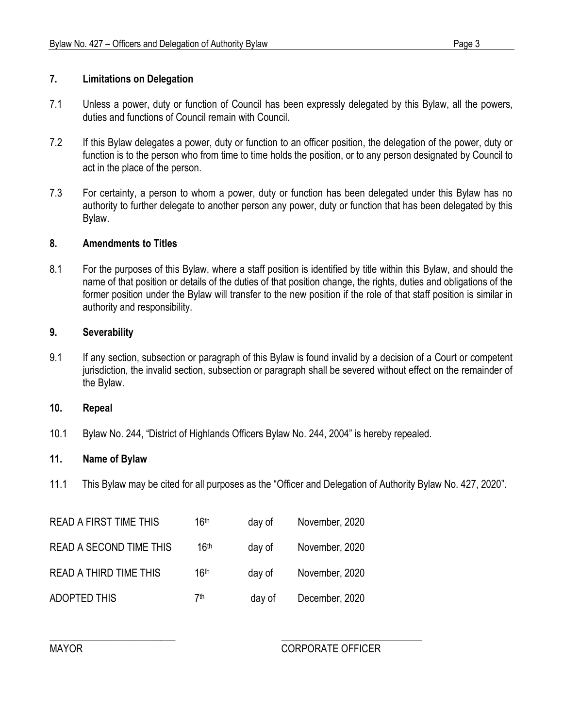## 7. Limitations on Delegation

7.1 Unless a power, duty or function of Council has been expressly delegated by this Bylaw, all the powers, duties and functions of Council remain with Council.

7.2 If this Bylaw delegates a power, duty or function to an officer position, the delegation of the power, duty or function is to the person who from time to time holds the position, or to any person designated by Council to act in the place of the person.

7.3 For certainty, a person to whom a power, duty or function has been delegated under this Bylaw has no authority to further delegate to another person any power, duty or function that has been delegated by this Bylaw.

## 8. Amendments to Titles

8.1 For the purposes of this Bylaw, where a staff position is identified by title within this Bylaw, and should the name of that position or details of the duties of that position change, the rights, duties and obligations of the former position under the Bylaw will transfer to the new position if the role of that staff position is similar in authority and responsibility.

## 9. Severability

9.1 If any section, subsection or paragraph of this Bylaw is found invalid by a decision of a Court or competent jurisdiction, the invalid section, subsection or paragraph shall be severed without effect on the remainder of the Bylaw.

## 10. Repeal

10.1 Bylaw No. 244, "District of Highlands Officers Bylaw No. 244, 2004" is hereby repealed.

## 11. Name of Bylaw

11.1 This Bylaw may be cited for all purposes as the "Officer and Delegation of Authority Bylaw No. 427, 2020".

| | | | |
|---|---|---|---|
| READ A FIRST TIME THIS | 16th | day of | November, 2020 |
| READ A SECOND TIME THIS | 16th | day of | November, 2020 |
| READ A THIRD TIME THIS | 16th | day of | November, 2020 |
| ADOPTED THIS | 7th | day of | December, 2020 |

\_\_\_\_\_\_\_\_\_\_\_\_\_\_\_\_\_\_\_\_\_\_\_\_\_\_ \_\_\_\_\_\_\_\_\_\_\_\_\_\_\_\_\_\_\_\_\_\_\_\_\_\_

MAYOR CORPORATE OFFICER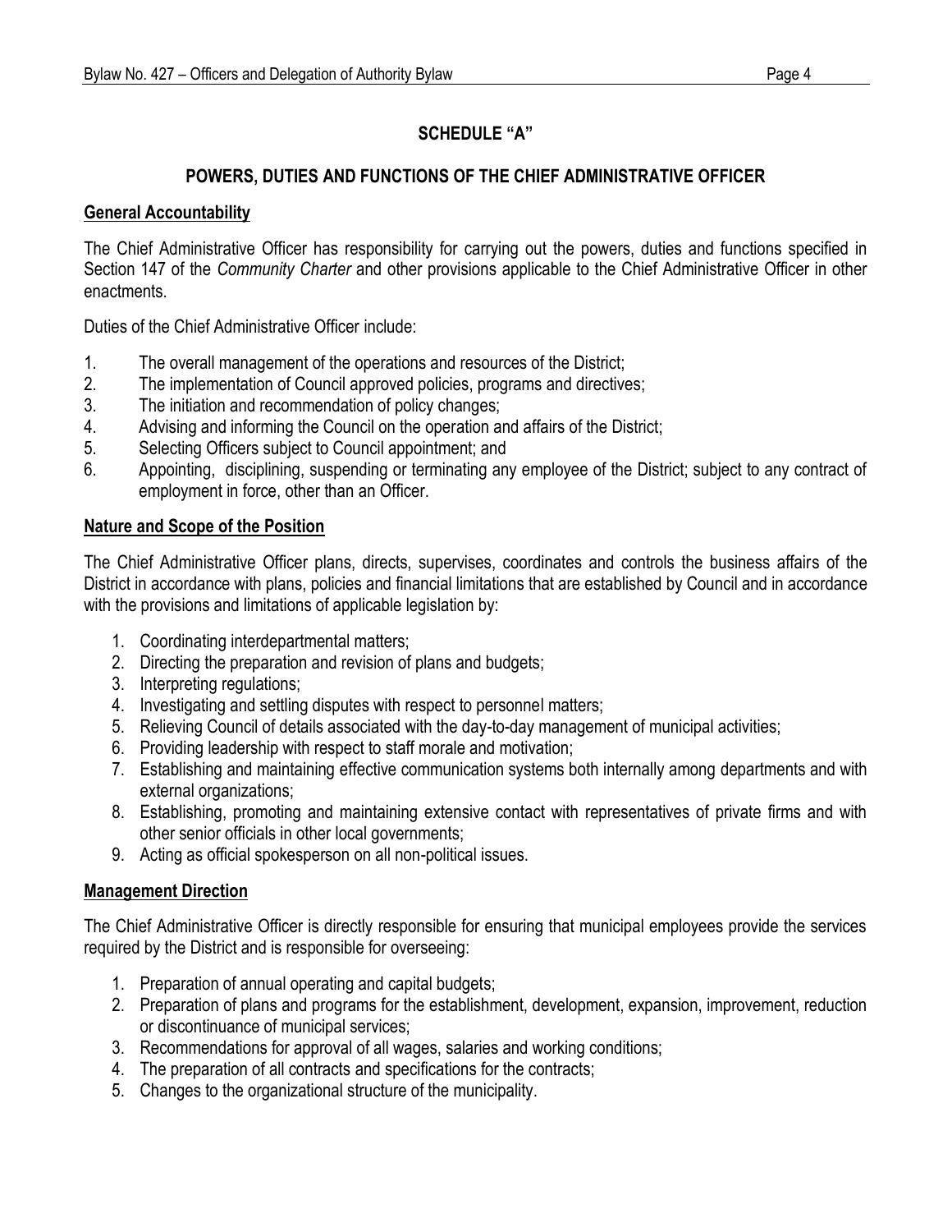## SCHEDULE "A"

## POWERS, DUTIES AND FUNCTIONS OF THE CHIEF ADMINISTRATIVE OFFICER

### General Accountability

The Chief Administrative Officer has responsibility for carrying out the powers, duties and functions specified in Section 147 of the *Community Charter* and other provisions applicable to the Chief Administrative Officer in other enactments.

Duties of the Chief Administrative Officer include:

1. The overall management of the operations and resources of the District;
2. The implementation of Council approved policies, programs and directives;
3. The initiation and recommendation of policy changes;
4. Advising and informing the Council on the operation and affairs of the District;
5. Selecting Officers subject to Council appointment; and
6. Appointing, disciplining, suspending or terminating any employee of the District; subject to any contract of employment in force, other than an Officer.

### Nature and Scope of the Position

The Chief Administrative Officer plans, directs, supervises, coordinates and controls the business affairs of the District in accordance with plans, policies and financial limitations that are established by Council and in accordance with the provisions and limitations of applicable legislation by:

1. Coordinating interdepartmental matters;
2. Directing the preparation and revision of plans and budgets;
3. Interpreting regulations;
4. Investigating and settling disputes with respect to personnel matters;
5. Relieving Council of details associated with the day-to-day management of municipal activities;
6. Providing leadership with respect to staff morale and motivation;
7. Establishing and maintaining effective communication systems both internally among departments and with external organizations;
8. Establishing, promoting and maintaining extensive contact with representatives of private firms and with other senior officials in other local governments;
9. Acting as official spokesperson on all non-political issues.

### Management Direction

The Chief Administrative Officer is directly responsible for ensuring that municipal employees provide the services required by the District and is responsible for overseeing:

1. Preparation of annual operating and capital budgets;
2. Preparation of plans and programs for the establishment, development, expansion, improvement, reduction or discontinuance of municipal services;
3. Recommendations for approval of all wages, salaries and working conditions;
4. The preparation of all contracts and specifications for the contracts;
5. Changes to the organizational structure of the municipality.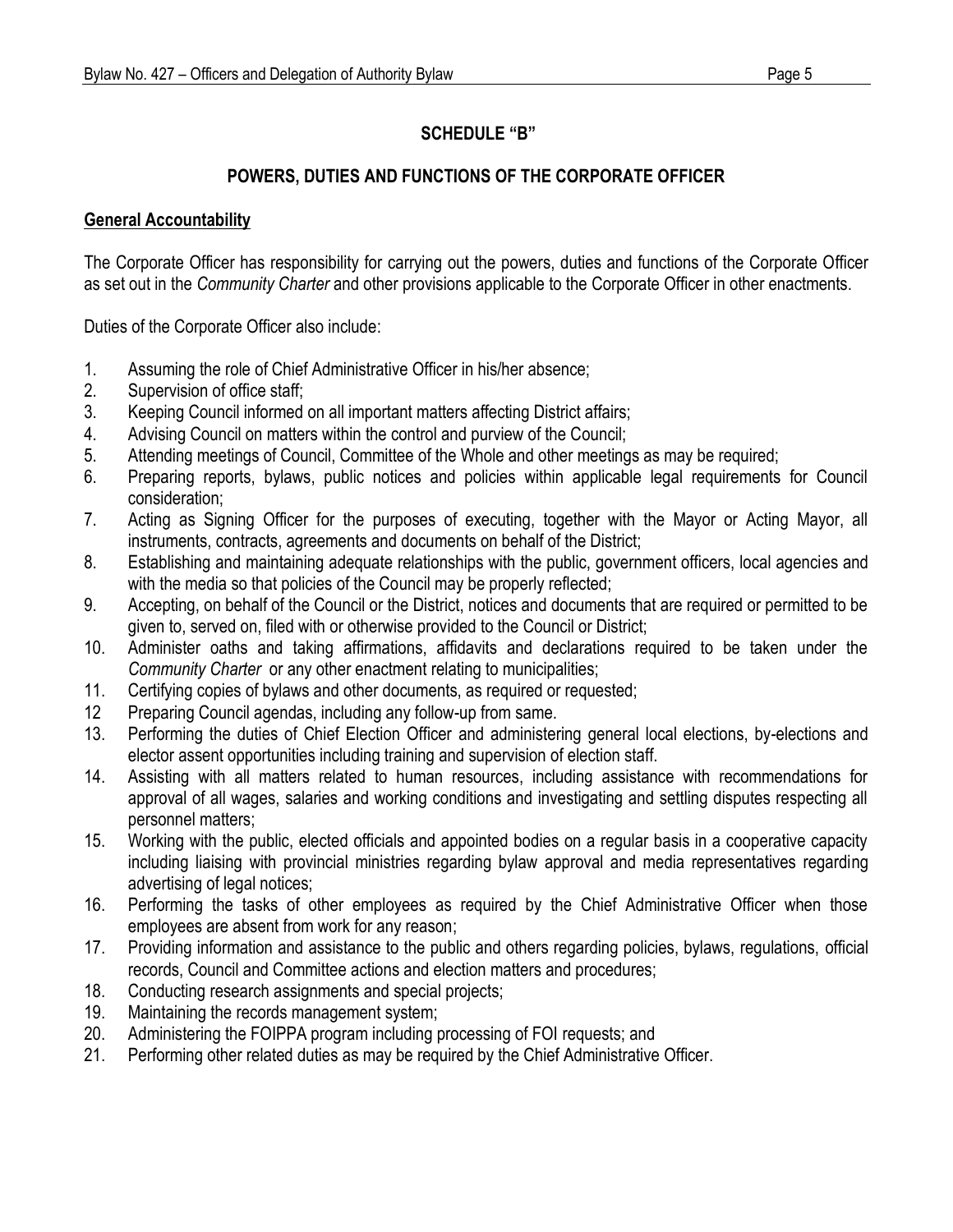## SCHEDULE "B"

## POWERS, DUTIES AND FUNCTIONS OF THE CORPORATE OFFICER

**General Accountability**

The Corporate Officer has responsibility for carrying out the powers, duties and functions of the Corporate Officer as set out in the *Community Charter* and other provisions applicable to the Corporate Officer in other enactments.

Duties of the Corporate Officer also include:

1. Assuming the role of Chief Administrative Officer in his/her absence;
2. Supervision of office staff;
3. Keeping Council informed on all important matters affecting District affairs;
4. Advising Council on matters within the control and purview of the Council;
5. Attending meetings of Council, Committee of the Whole and other meetings as may be required;
6. Preparing reports, bylaws, public notices and policies within applicable legal requirements for Council consideration;
7. Acting as Signing Officer for the purposes of executing, together with the Mayor or Acting Mayor, all instruments, contracts, agreements and documents on behalf of the District;
8. Establishing and maintaining adequate relationships with the public, government officers, local agencies and with the media so that policies of the Council may be properly reflected;
9. Accepting, on behalf of the Council or the District, notices and documents that are required or permitted to be given to, served on, filed with or otherwise provided to the Council or District;
10. Administer oaths and taking affirmations, affidavits and declarations required to be taken under the *Community Charter* or any other enactment relating to municipalities;
11. Certifying copies of bylaws and other documents, as required or requested;
12. Preparing Council agendas, including any follow-up from same.
13. Performing the duties of Chief Election Officer and administering general local elections, by-elections and elector assent opportunities including training and supervision of election staff.
14. Assisting with all matters related to human resources, including assistance with recommendations for approval of all wages, salaries and working conditions and investigating and settling disputes respecting all personnel matters;
15. Working with the public, elected officials and appointed bodies on a regular basis in a cooperative capacity including liaising with provincial ministries regarding bylaw approval and media representatives regarding advertising of legal notices;
16. Performing the tasks of other employees as required by the Chief Administrative Officer when those employees are absent from work for any reason;
17. Providing information and assistance to the public and others regarding policies, bylaws, regulations, official records, Council and Committee actions and election matters and procedures;
18. Conducting research assignments and special projects;
19. Maintaining the records management system;
20. Administering the FOIPPA program including processing of FOI requests; and
21. Performing other related duties as may be required by the Chief Administrative Officer.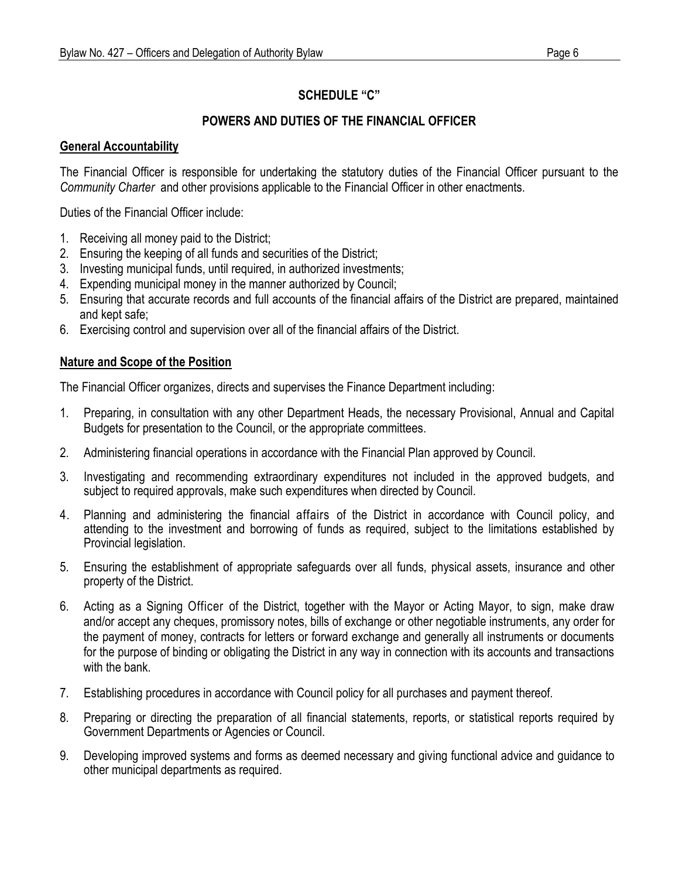## SCHEDULE "C"

## POWERS AND DUTIES OF THE FINANCIAL OFFICER

**General Accountability**

The Financial Officer is responsible for undertaking the statutory duties of the Financial Officer pursuant to the *Community Charter* and other provisions applicable to the Financial Officer in other enactments.

Duties of the Financial Officer include:

1. Receiving all money paid to the District;
2. Ensuring the keeping of all funds and securities of the District;
3. Investing municipal funds, until required, in authorized investments;
4. Expending municipal money in the manner authorized by Council;
5. Ensuring that accurate records and full accounts of the financial affairs of the District are prepared, maintained and kept safe;
6. Exercising control and supervision over all of the financial affairs of the District.

**Nature and Scope of the Position**

The Financial Officer organizes, directs and supervises the Finance Department including:

1. Preparing, in consultation with any other Department Heads, the necessary Provisional, Annual and Capital Budgets for presentation to the Council, or the appropriate committees.
2. Administering financial operations in accordance with the Financial Plan approved by Council.
3. Investigating and recommending extraordinary expenditures not included in the approved budgets, and subject to required approvals, make such expenditures when directed by Council.
4. Planning and administering the financial affairs of the District in accordance with Council policy, and attending to the investment and borrowing of funds as required, subject to the limitations established by Provincial legislation.
5. Ensuring the establishment of appropriate safeguards over all funds, physical assets, insurance and other property of the District.
6. Acting as a Signing Officer of the District, together with the Mayor or Acting Mayor, to sign, make draw and/or accept any cheques, promissory notes, bills of exchange or other negotiable instruments, any order for the payment of money, contracts for letters or forward exchange and generally all instruments or documents for the purpose of binding or obligating the District in any way in connection with its accounts and transactions with the bank.
7. Establishing procedures in accordance with Council policy for all purchases and payment thereof.
8. Preparing or directing the preparation of all financial statements, reports, or statistical reports required by Government Departments or Agencies or Council.
9. Developing improved systems and forms as deemed necessary and giving functional advice and guidance to other municipal departments as required.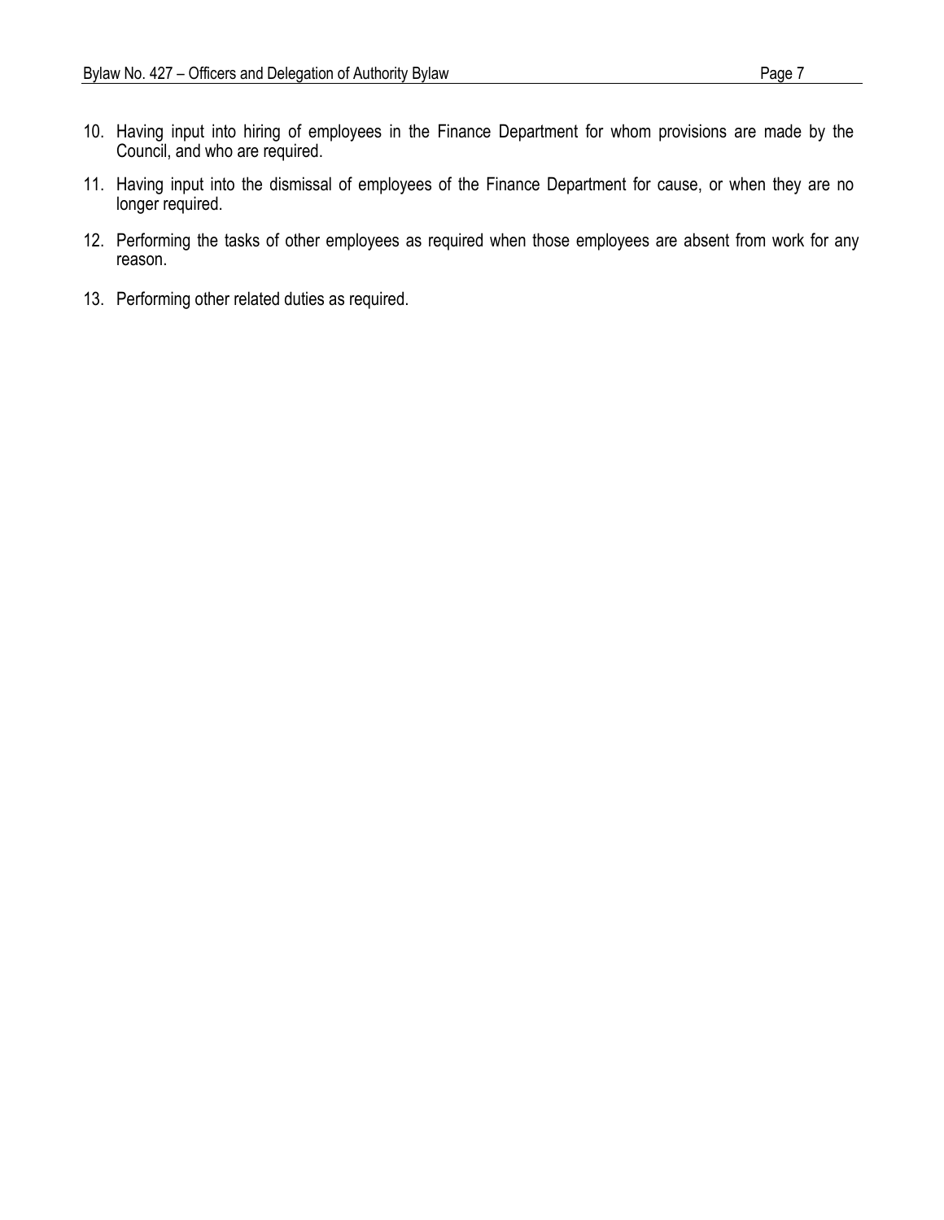10. Having input into hiring of employees in the Finance Department for whom provisions are made by the Council, and who are required.

11. Having input into the dismissal of employees of the Finance Department for cause, or when they are no longer required.

12. Performing the tasks of other employees as required when those employees are absent from work for any reason.

13. Performing other related duties as required.